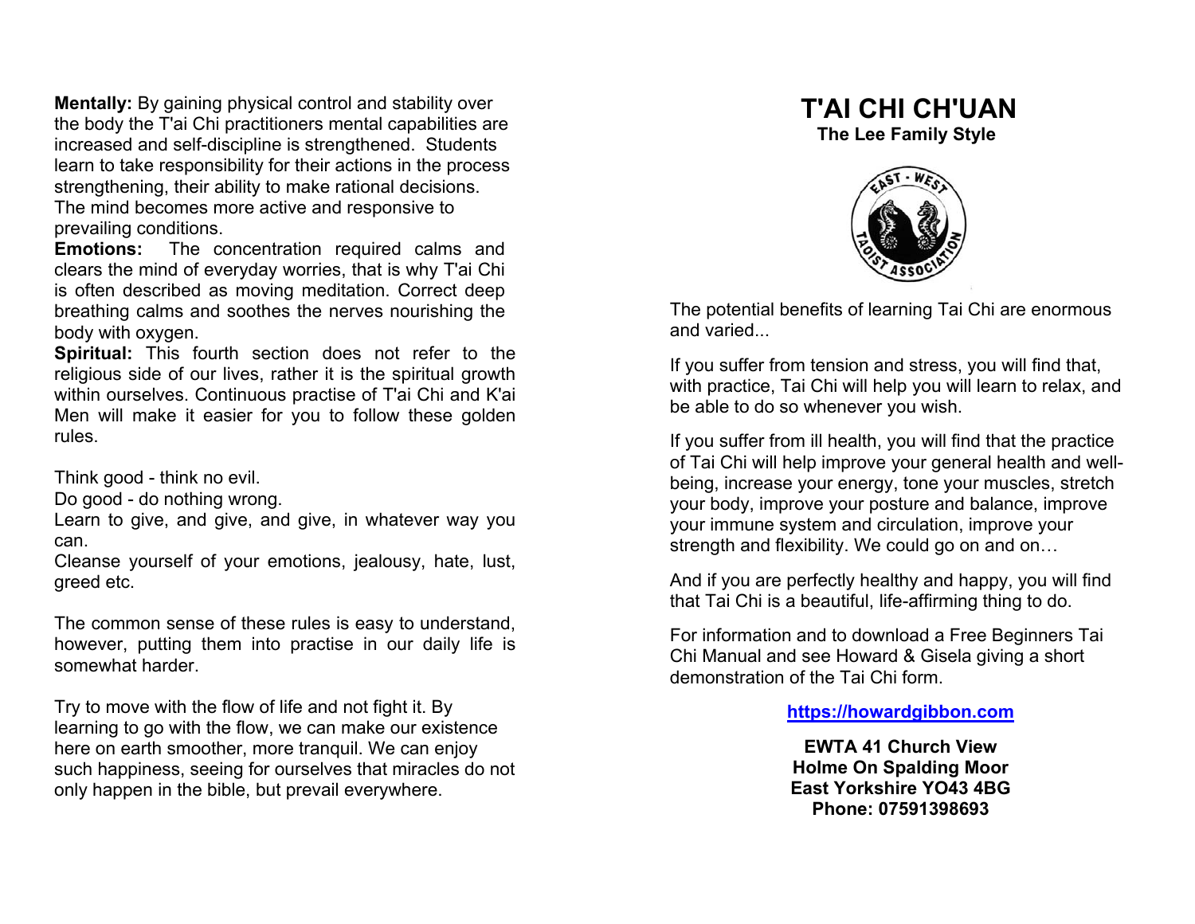**Mentally:** By gaining physical control and stability over the body the T'ai Chi practitioners mental capabilities are increased and self-discipline is strengthened. Students learn to take responsibility for their actions in the process strengthening, their ability to make rational decisions. The mind becomes more active and responsive to prevailing conditions.

**Emotions:** The concentration required calms and clears the mind of everyday worries, that is why T'ai Chi is often described as moving meditation. Correct deep breathing calms and soothes the nerves nourishing the body with oxygen.

**Spiritual:** This fourth section does not refer to the religious side of our lives, rather it is the spiritual growth within ourselves. Continuous practise of T'ai Chi and K'ai Men will make it easier for you to follow these golden rules.

Think good - think no evil.
Do good - do nothing wrong.
Learn to give, and give, and give, in whatever way you can.
Cleanse yourself of your emotions, jealousy, hate, lust, greed etc.

The common sense of these rules is easy to understand, however, putting them into practise in our daily life is somewhat harder.

Try to move with the flow of life and not fight it. By learning to go with the flow, we can make our existence here on earth smoother, more tranquil. We can enjoy such happiness, seeing for ourselves that miracles do not only happen in the bible, but prevail everywhere.

# T'AI CHI CH'UAN

**The Lee Family Style**

EAST - WEST TAOIST ASSOCIATION

The potential benefits of learning Tai Chi are enormous and varied...

If you suffer from tension and stress, you will find that, with practice, Tai Chi will help you will learn to relax, and be able to do so whenever you wish.

If you suffer from ill health, you will find that the practice of Tai Chi will help improve your general health and well-being, increase your energy, tone your muscles, stretch your body, improve your posture and balance, improve your immune system and circulation, improve your strength and flexibility. We could go on and on…

And if you are perfectly healthy and happy, you will find that Tai Chi is a beautiful, life-affirming thing to do.

For information and to download a Free Beginners Tai Chi Manual and see Howard & Gisela giving a short demonstration of the Tai Chi form.

**https://howardgibbon.com**

**EWTA 41 Church View**
**Holme On Spalding Moor**
**East Yorkshire YO43 4BG**
**Phone: 07591398693**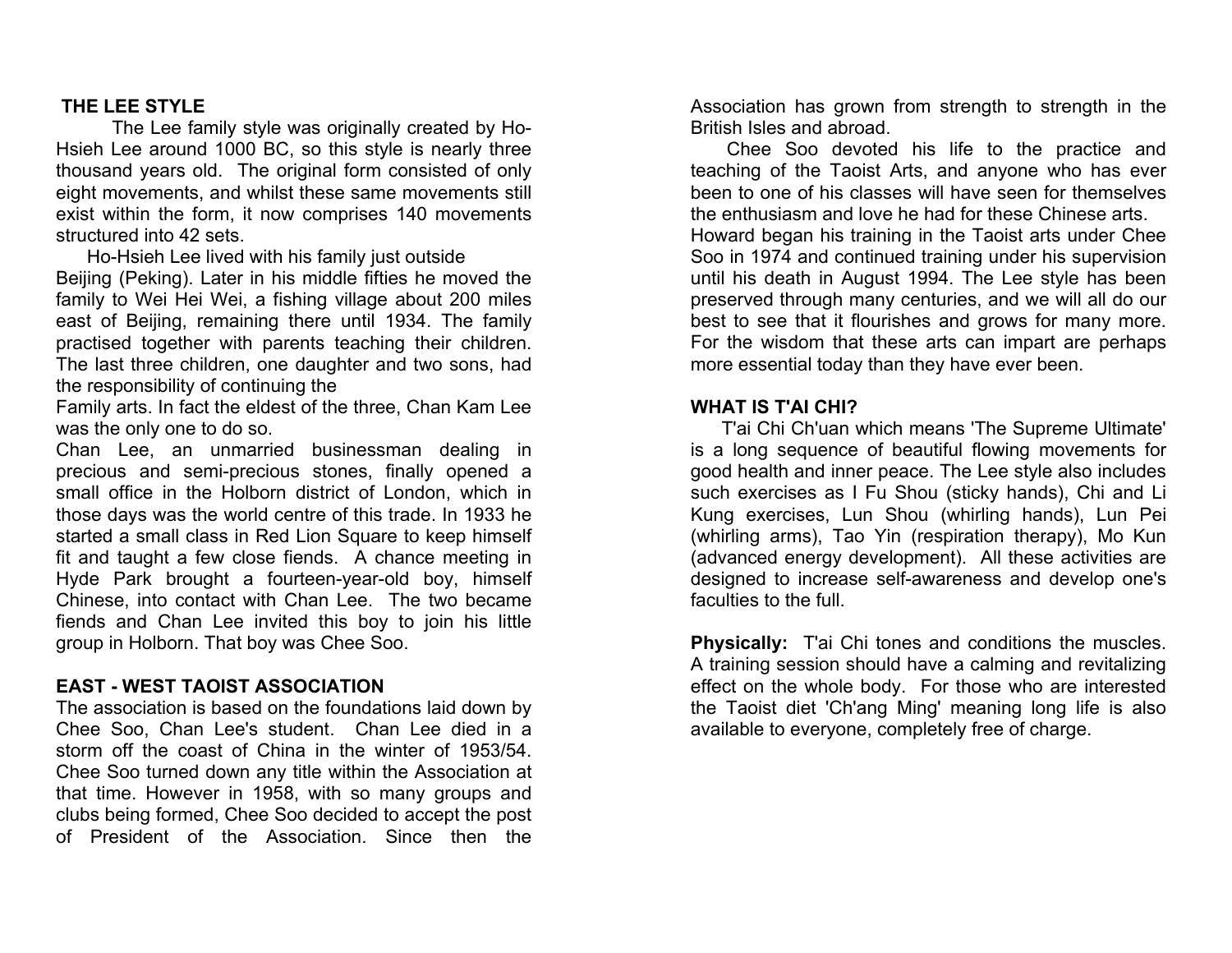## THE LEE STYLE

The Lee family style was originally created by Ho-Hsieh Lee around 1000 BC, so this style is nearly three thousand years old. The original form consisted of only eight movements, and whilst these same movements still exist within the form, it now comprises 140 movements structured into 42 sets.

Ho-Hsieh Lee lived with his family just outside Beijing (Peking). Later in his middle fifties he moved the family to Wei Hei Wei, a fishing village about 200 miles east of Beijing, remaining there until 1934. The family practised together with parents teaching their children. The last three children, one daughter and two sons, had the responsibility of continuing the Family arts. In fact the eldest of the three, Chan Kam Lee was the only one to do so.

Chan Lee, an unmarried businessman dealing in precious and semi-precious stones, finally opened a small office in the Holborn district of London, which in those days was the world centre of this trade. In 1933 he started a small class in Red Lion Square to keep himself fit and taught a few close fiends. A chance meeting in Hyde Park brought a fourteen-year-old boy, himself Chinese, into contact with Chan Lee. The two became fiends and Chan Lee invited this boy to join his little group in Holborn. That boy was Chee Soo.

## EAST - WEST TAOIST ASSOCIATION

The association is based on the foundations laid down by Chee Soo, Chan Lee's student. Chan Lee died in a storm off the coast of China in the winter of 1953/54. Chee Soo turned down any title within the Association at that time. However in 1958, with so many groups and clubs being formed, Chee Soo decided to accept the post of President of the Association. Since then the Association has grown from strength to strength in the British Isles and abroad.

Chee Soo devoted his life to the practice and teaching of the Taoist Arts, and anyone who has ever been to one of his classes will have seen for themselves the enthusiasm and love he had for these Chinese arts.

Howard began his training in the Taoist arts under Chee Soo in 1974 and continued training under his supervision until his death in August 1994. The Lee style has been preserved through many centuries, and we will all do our best to see that it flourishes and grows for many more. For the wisdom that these arts can impart are perhaps more essential today than they have ever been.

## WHAT IS T'AI CHI?

T'ai Chi Ch'uan which means 'The Supreme Ultimate' is a long sequence of beautiful flowing movements for good health and inner peace. The Lee style also includes such exercises as I Fu Shou (sticky hands), Chi and Li Kung exercises, Lun Shou (whirling hands), Lun Pei (whirling arms), Tao Yin (respiration therapy), Mo Kun (advanced energy development). All these activities are designed to increase self-awareness and develop one's faculties to the full.

**Physically:** T'ai Chi tones and conditions the muscles. A training session should have a calming and revitalizing effect on the whole body. For those who are interested the Taoist diet 'Ch'ang Ming' meaning long life is also available to everyone, completely free of charge.